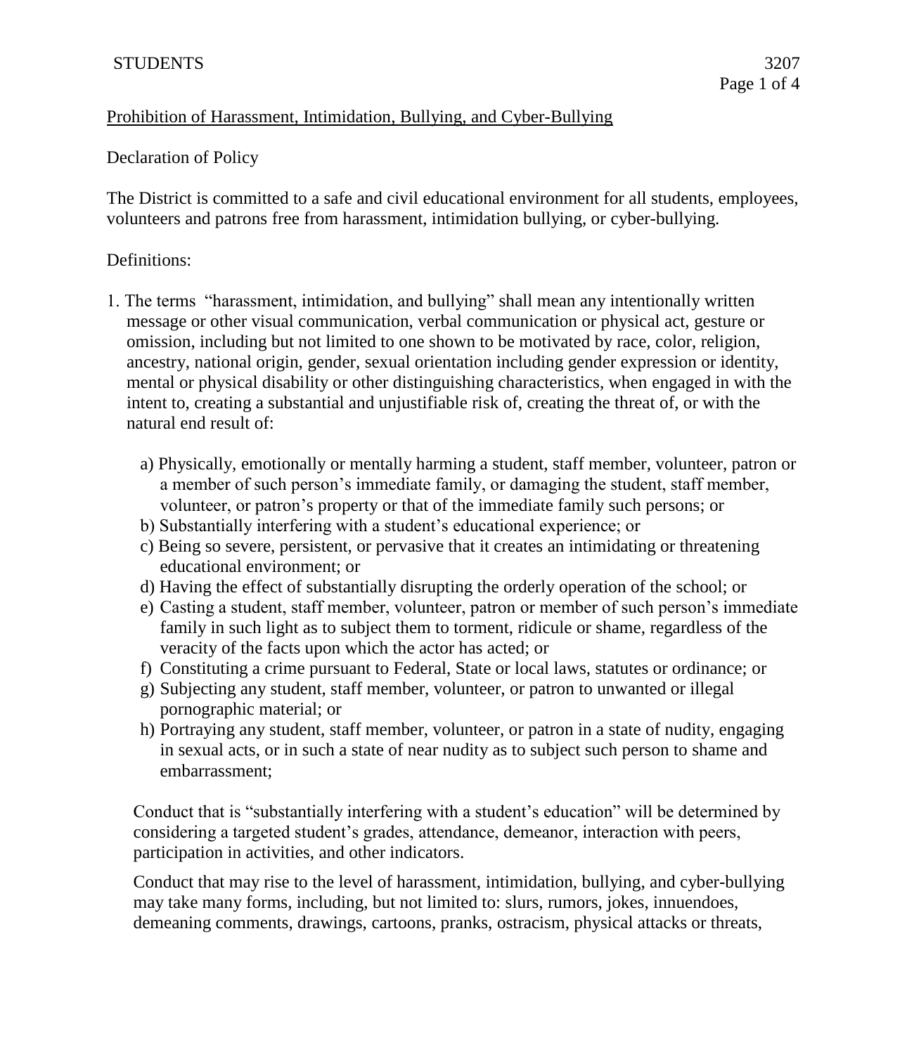## Prohibition of Harassment, Intimidation, Bullying, and Cyber-Bullying

Declaration of Policy

The District is committed to a safe and civil educational environment for all students, employees, volunteers and patrons free from harassment, intimidation bullying, or cyber-bullying.

Definitions:

1. The terms "harassment, intimidation, and bullying" shall mean any intentionally written message or other visual communication, verbal communication or physical act, gesture or omission, including but not limited to one shown to be motivated by race, color, religion, ancestry, national origin, gender, sexual orientation including gender expression or identity, mental or physical disability or other distinguishing characteristics, when engaged in with the intent to, creating a substantial and unjustifiable risk of, creating the threat of, or with the natural end result of:

   a) Physically, emotionally or mentally harming a student, staff member, volunteer, patron or a member of such person's immediate family, or damaging the student, staff member, volunteer, or patron's property or that of the immediate family such persons; or
   b) Substantially interfering with a student's educational experience; or
   c) Being so severe, persistent, or pervasive that it creates an intimidating or threatening educational environment; or
   d) Having the effect of substantially disrupting the orderly operation of the school; or
   e) Casting a student, staff member, volunteer, patron or member of such person's immediate family in such light as to subject them to torment, ridicule or shame, regardless of the veracity of the facts upon which the actor has acted; or
   f) Constituting a crime pursuant to Federal, State or local laws, statutes or ordinance; or
   g) Subjecting any student, staff member, volunteer, or patron to unwanted or illegal pornographic material; or
   h) Portraying any student, staff member, volunteer, or patron in a state of nudity, engaging in sexual acts, or in such a state of near nudity as to subject such person to shame and embarrassment;

   Conduct that is "substantially interfering with a student's education" will be determined by considering a targeted student's grades, attendance, demeanor, interaction with peers, participation in activities, and other indicators.

   Conduct that may rise to the level of harassment, intimidation, bullying, and cyber-bullying may take many forms, including, but not limited to: slurs, rumors, jokes, innuendoes, demeaning comments, drawings, cartoons, pranks, ostracism, physical attacks or threats,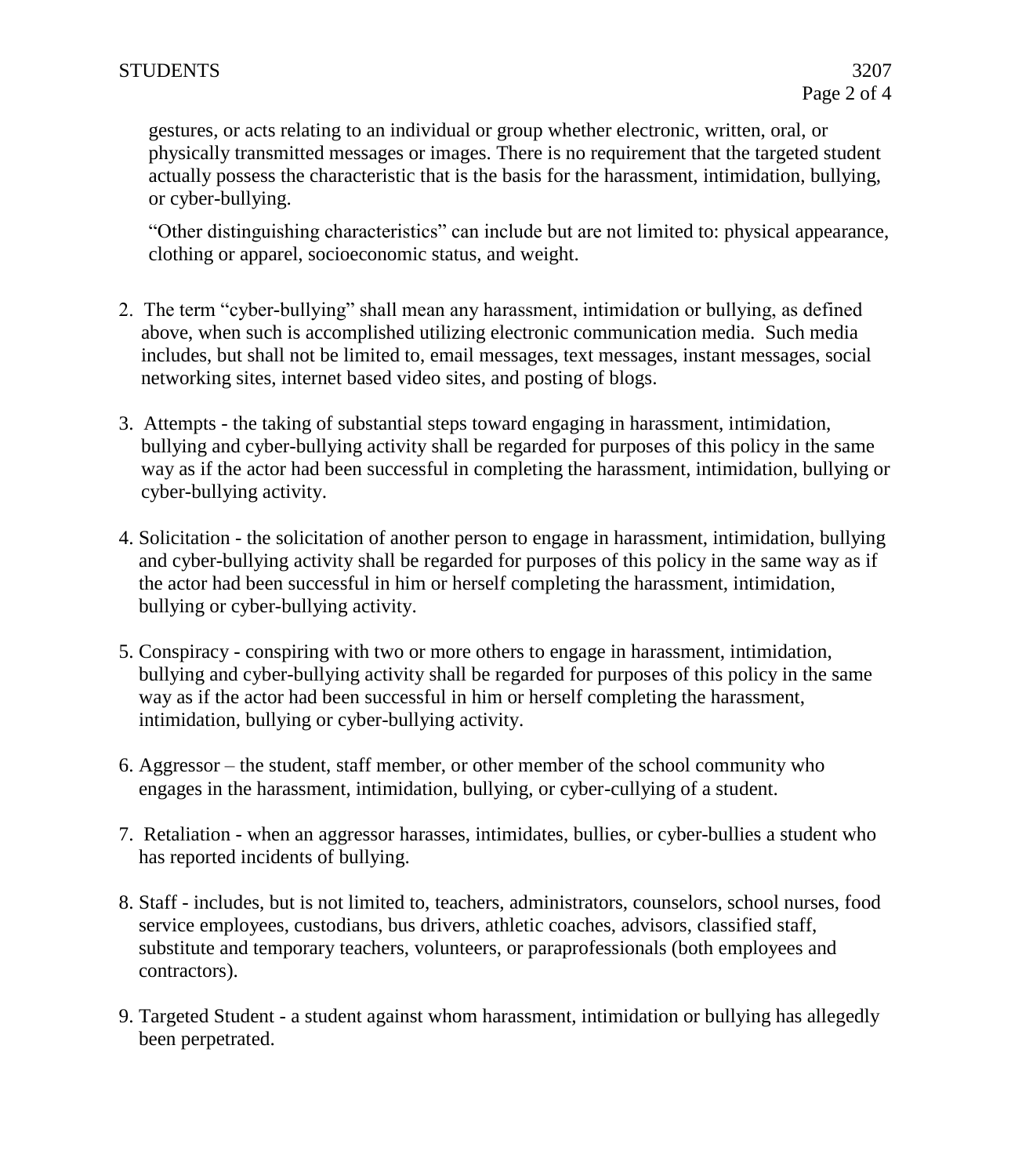gestures, or acts relating to an individual or group whether electronic, written, oral, or physically transmitted messages or images. There is no requirement that the targeted student actually possess the characteristic that is the basis for the harassment, intimidation, bullying, or cyber-bullying.

"Other distinguishing characteristics" can include but are not limited to: physical appearance, clothing or apparel, socioeconomic status, and weight.

2. The term "cyber-bullying" shall mean any harassment, intimidation or bullying, as defined above, when such is accomplished utilizing electronic communication media. Such media includes, but shall not be limited to, email messages, text messages, instant messages, social networking sites, internet based video sites, and posting of blogs.

3. Attempts - the taking of substantial steps toward engaging in harassment, intimidation, bullying and cyber-bullying activity shall be regarded for purposes of this policy in the same way as if the actor had been successful in completing the harassment, intimidation, bullying or cyber-bullying activity.

4. Solicitation - the solicitation of another person to engage in harassment, intimidation, bullying and cyber-bullying activity shall be regarded for purposes of this policy in the same way as if the actor had been successful in him or herself completing the harassment, intimidation, bullying or cyber-bullying activity.

5. Conspiracy - conspiring with two or more others to engage in harassment, intimidation, bullying and cyber-bullying activity shall be regarded for purposes of this policy in the same way as if the actor had been successful in him or herself completing the harassment, intimidation, bullying or cyber-bullying activity.

6. Aggressor – the student, staff member, or other member of the school community who engages in the harassment, intimidation, bullying, or cyber-cullying of a student.

7. Retaliation - when an aggressor harasses, intimidates, bullies, or cyber-bullies a student who has reported incidents of bullying.

8. Staff - includes, but is not limited to, teachers, administrators, counselors, school nurses, food service employees, custodians, bus drivers, athletic coaches, advisors, classified staff, substitute and temporary teachers, volunteers, or paraprofessionals (both employees and contractors).

9. Targeted Student - a student against whom harassment, intimidation or bullying has allegedly been perpetrated.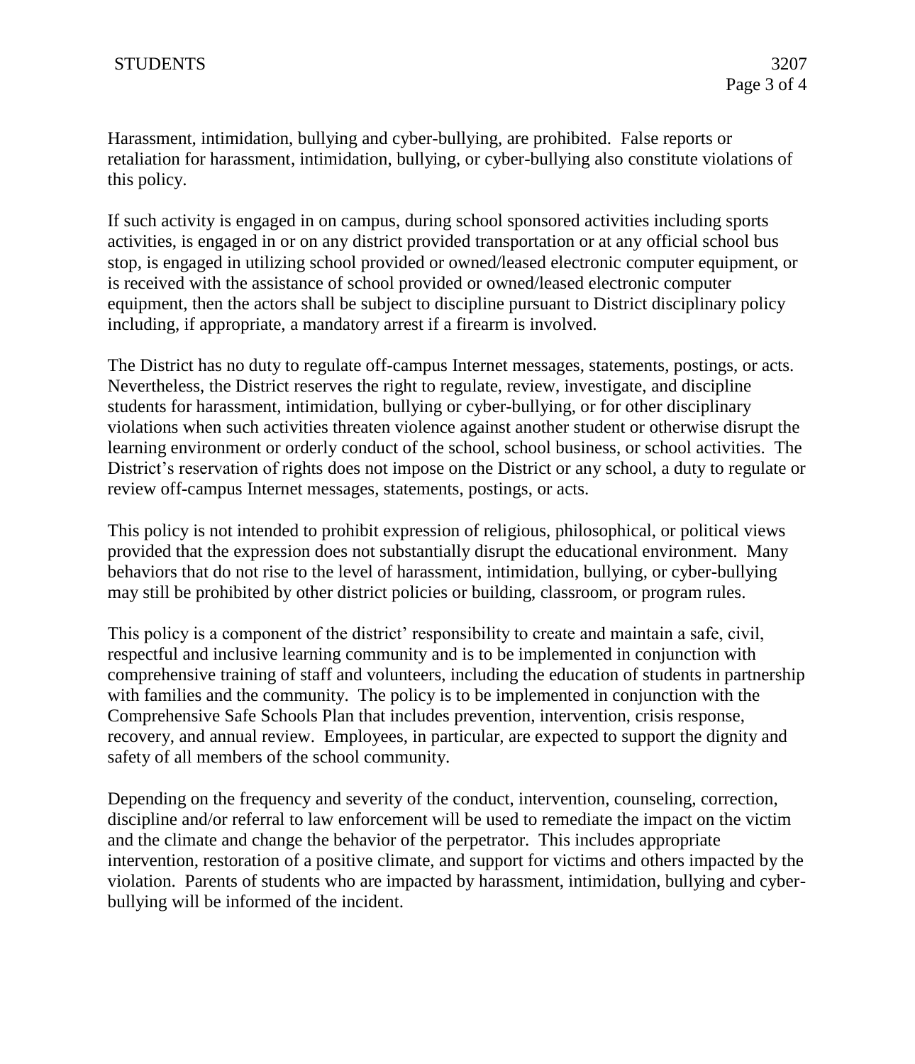Harassment, intimidation, bullying and cyber-bullying, are prohibited. False reports or retaliation for harassment, intimidation, bullying, or cyber-bullying also constitute violations of this policy.

If such activity is engaged in on campus, during school sponsored activities including sports activities, is engaged in or on any district provided transportation or at any official school bus stop, is engaged in utilizing school provided or owned/leased electronic computer equipment, or is received with the assistance of school provided or owned/leased electronic computer equipment, then the actors shall be subject to discipline pursuant to District disciplinary policy including, if appropriate, a mandatory arrest if a firearm is involved.

The District has no duty to regulate off-campus Internet messages, statements, postings, or acts. Nevertheless, the District reserves the right to regulate, review, investigate, and discipline students for harassment, intimidation, bullying or cyber-bullying, or for other disciplinary violations when such activities threaten violence against another student or otherwise disrupt the learning environment or orderly conduct of the school, school business, or school activities. The District's reservation of rights does not impose on the District or any school, a duty to regulate or review off-campus Internet messages, statements, postings, or acts.

This policy is not intended to prohibit expression of religious, philosophical, or political views provided that the expression does not substantially disrupt the educational environment. Many behaviors that do not rise to the level of harassment, intimidation, bullying, or cyber-bullying may still be prohibited by other district policies or building, classroom, or program rules.

This policy is a component of the district' responsibility to create and maintain a safe, civil, respectful and inclusive learning community and is to be implemented in conjunction with comprehensive training of staff and volunteers, including the education of students in partnership with families and the community. The policy is to be implemented in conjunction with the Comprehensive Safe Schools Plan that includes prevention, intervention, crisis response, recovery, and annual review. Employees, in particular, are expected to support the dignity and safety of all members of the school community.

Depending on the frequency and severity of the conduct, intervention, counseling, correction, discipline and/or referral to law enforcement will be used to remediate the impact on the victim and the climate and change the behavior of the perpetrator. This includes appropriate intervention, restoration of a positive climate, and support for victims and others impacted by the violation. Parents of students who are impacted by harassment, intimidation, bullying and cyber-bullying will be informed of the incident.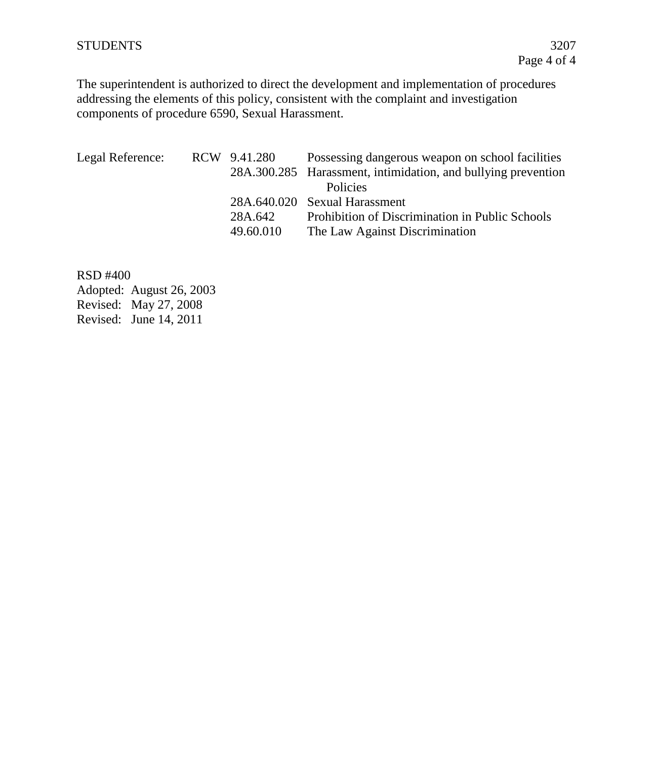The superintendent is authorized to direct the development and implementation of procedures addressing the elements of this policy, consistent with the complaint and investigation components of procedure 6590, Sexual Harassment.

| | | |
|---|---|---|
| Legal Reference: | RCW 9.41.280 | Possessing dangerous weapon on school facilities |
| | 28A.300.285 | Harassment, intimidation, and bullying prevention Policies |
| | 28A.640.020 | Sexual Harassment |
| | 28A.642 | Prohibition of Discrimination in Public Schools |
| | 49.60.010 | The Law Against Discrimination |

RSD #400
Adopted: August 26, 2003
Revised: May 27, 2008
Revised: June 14, 2011